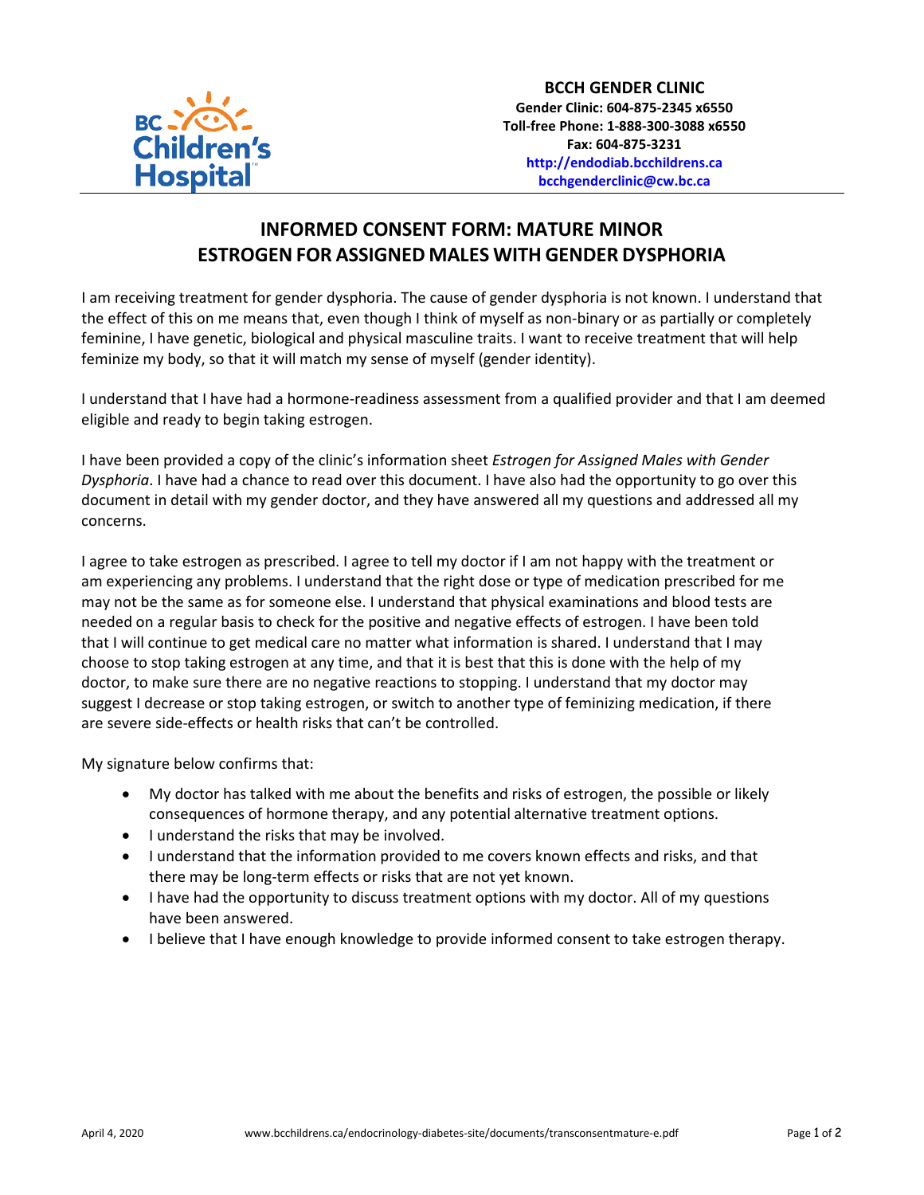**BCCH GENDER CLINIC**
**Gender Clinic: 604-875-2345 x6550**
**Toll-free Phone: 1-888-300-3088 x6550**
**Fax: 604-875-3231**
**http://endodiab.bcchildrens.ca**
**bcchgenderclinic@cw.bc.ca**

# INFORMED CONSENT FORM: MATURE MINOR ESTROGEN FOR ASSIGNED MALES WITH GENDER DYSPHORIA

I am receiving treatment for gender dysphoria. The cause of gender dysphoria is not known. I understand that the effect of this on me means that, even though I think of myself as non-binary or as partially or completely feminine, I have genetic, biological and physical masculine traits. I want to receive treatment that will help feminize my body, so that it will match my sense of myself (gender identity).

I understand that I have had a hormone-readiness assessment from a qualified provider and that I am deemed eligible and ready to begin taking estrogen.

I have been provided a copy of the clinic's information sheet *Estrogen for Assigned Males with Gender Dysphoria*. I have had a chance to read over this document. I have also had the opportunity to go over this document in detail with my gender doctor, and they have answered all my questions and addressed all my concerns.

I agree to take estrogen as prescribed. I agree to tell my doctor if I am not happy with the treatment or am experiencing any problems. I understand that the right dose or type of medication prescribed for me may not be the same as for someone else. I understand that physical examinations and blood tests are needed on a regular basis to check for the positive and negative effects of estrogen. I have been told that I will continue to get medical care no matter what information is shared. I understand that I may choose to stop taking estrogen at any time, and that it is best that this is done with the help of my doctor, to make sure there are no negative reactions to stopping. I understand that my doctor may suggest I decrease or stop taking estrogen, or switch to another type of feminizing medication, if there are severe side-effects or health risks that can't be controlled.

My signature below confirms that:

- My doctor has talked with me about the benefits and risks of estrogen, the possible or likely consequences of hormone therapy, and any potential alternative treatment options.
- I understand the risks that may be involved.
- I understand that the information provided to me covers known effects and risks, and that there may be long-term effects or risks that are not yet known.
- I have had the opportunity to discuss treatment options with my doctor. All of my questions have been answered.
- I believe that I have enough knowledge to provide informed consent to take estrogen therapy.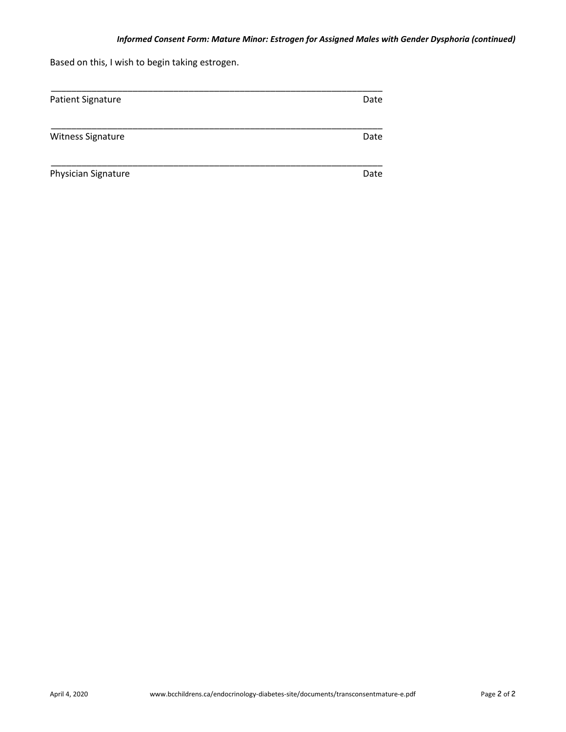Based on this, I wish to begin taking estrogen.

\_\_\_\_\_\_\_\_\_\_\_\_\_\_\_\_\_\_\_\_\_\_\_\_\_\_\_\_\_\_\_\_\_\_\_\_\_\_\_\_\_\_\_\_\_\_\_\_\_\_\_\_\_\_\_\_\_\_\_\_

Patient Signature Date

\_\_\_\_\_\_\_\_\_\_\_\_\_\_\_\_\_\_\_\_\_\_\_\_\_\_\_\_\_\_\_\_\_\_\_\_\_\_\_\_\_\_\_\_\_\_\_\_\_\_\_\_\_\_\_\_\_\_\_\_

Witness Signature Date

\_\_\_\_\_\_\_\_\_\_\_\_\_\_\_\_\_\_\_\_\_\_\_\_\_\_\_\_\_\_\_\_\_\_\_\_\_\_\_\_\_\_\_\_\_\_\_\_\_\_\_\_\_\_\_\_\_\_\_\_

Physician Signature Date